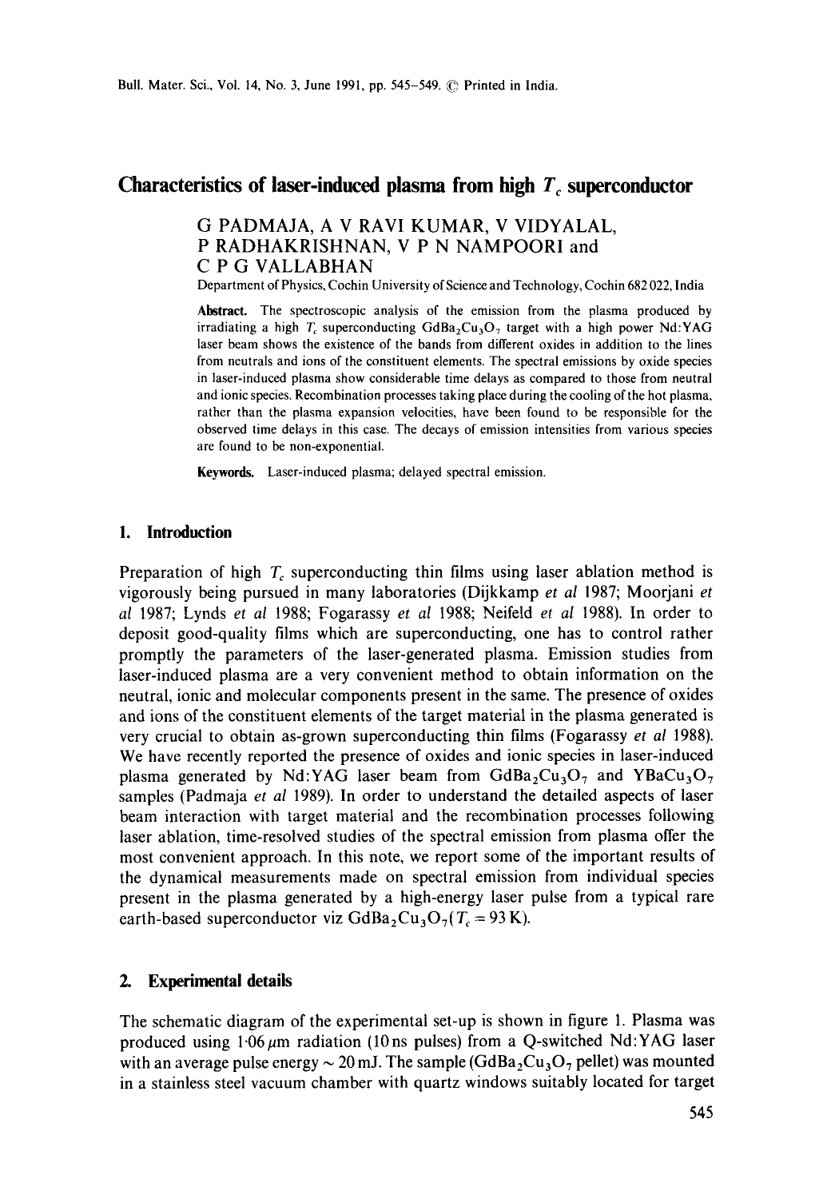# Characteristics of laser-induced plasma from high $T_c$ superconductor

G PADMAJA, A V RAVI KUMAR, V VIDYALAL, P RADHAKRISHNAN, V P N NAMPOORI and C P G VALLABHAN

Department of Physics, Cochin University of Science and Technology, Cochin 682 022, India

**Abstract.** The spectroscopic analysis of the emission from the plasma produced by irradiating a high $T_c$ superconducting $GdBa_2Cu_3O_7$ target with a high power Nd:YAG laser beam shows the existence of the bands from different oxides in addition to the lines from neutrals and ions of the constituent elements. The spectral emissions by oxide species in laser-induced plasma show considerable time delays as compared to those from neutral and ionic species. Recombination processes taking place during the cooling of the hot plasma, rather than the plasma expansion velocities, have been found to be responsible for the observed time delays in this case. The decays of emission intensities from various species are found to be non-exponential.

**Keywords.** Laser-induced plasma; delayed spectral emission.

## 1. Introduction

Preparation of high $T_c$ superconducting thin films using laser ablation method is vigorously being pursued in many laboratories (Dijkkamp *et al* 1987; Moorjani *et al* 1987; Lynds *et al* 1988; Fogarassy *et al* 1988; Neifeld *et al* 1988). In order to deposit good-quality films which are superconducting, one has to control rather promptly the parameters of the laser-generated plasma. Emission studies from laser-induced plasma are a very convenient method to obtain information on the neutral, ionic and molecular components present in the same. The presence of oxides and ions of the constituent elements of the target material in the plasma generated is very crucial to obtain as-grown superconducting thin films (Fogarassy *et al* 1988). We have recently reported the presence of oxides and ionic species in laser-induced plasma generated by Nd:YAG laser beam from $GdBa_2Cu_3O_7$ and $YBaCu_3O_7$ samples (Padmaja *et al* 1989). In order to understand the detailed aspects of laser beam interaction with target material and the recombination processes following laser ablation, time-resolved studies of the spectral emission from plasma offer the most convenient approach. In this note, we report some of the important results of the dynamical measurements made on spectral emission from individual species present in the plasma generated by a high-energy laser pulse from a typical rare earth-based superconductor viz $GdBa_2Cu_3O_7$ ($T_c = 93$ K).

## 2. Experimental details

The schematic diagram of the experimental set-up is shown in figure 1. Plasma was produced using $1{\cdot}06\,\mu$m radiation (10 ns pulses) from a Q-switched Nd:YAG laser with an average pulse energy $\sim 20$ mJ. The sample ($GdBa_2Cu_3O_7$ pellet) was mounted in a stainless steel vacuum chamber with quartz windows suitably located for target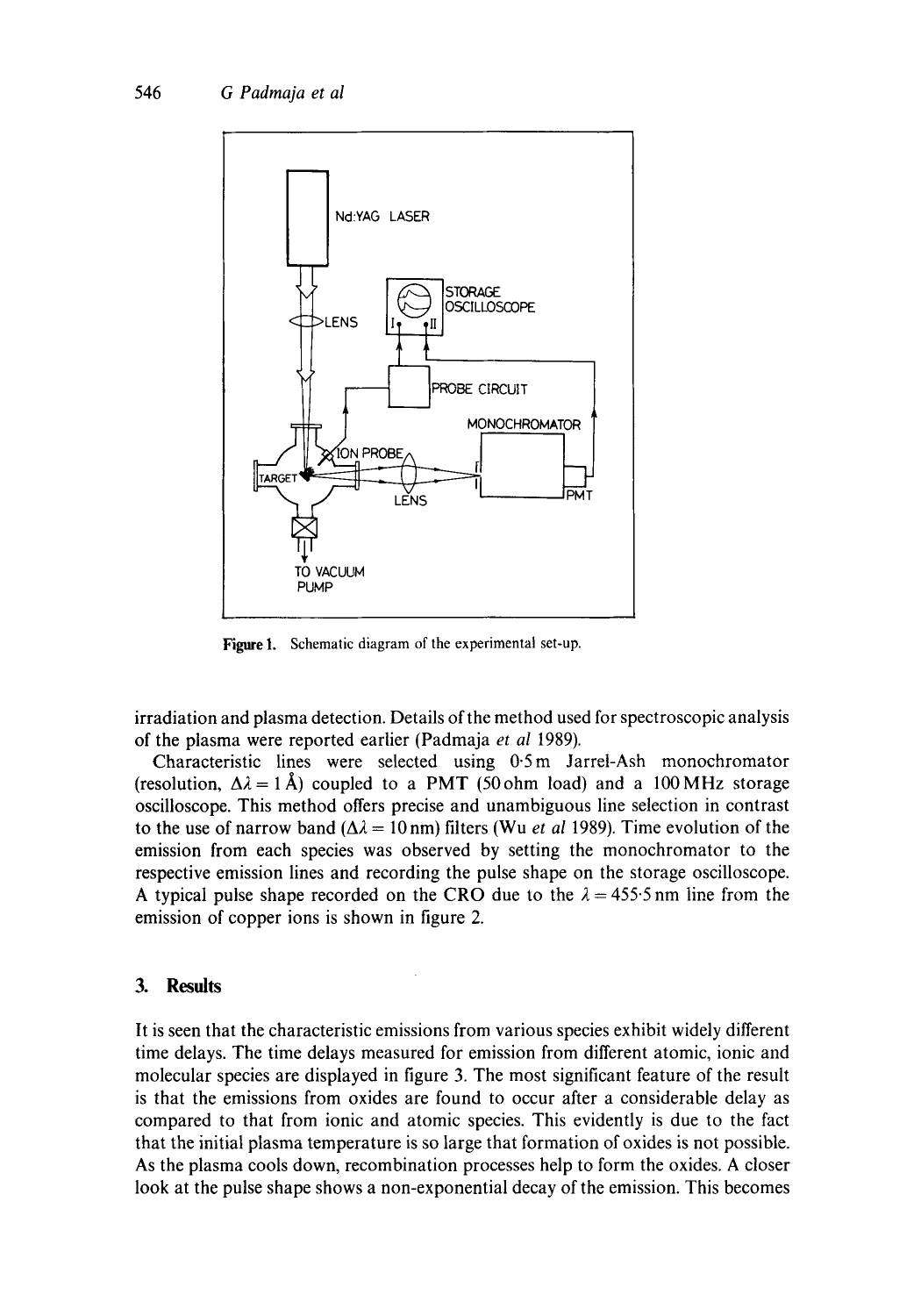Figure 1. Schematic diagram of the experimental set-up.

irradiation and plasma detection. Details of the method used for spectroscopic analysis of the plasma were reported earlier (Padmaja *et al* 1989).

Characteristic lines were selected using 0·5 m Jarrel-Ash monochromator (resolution, $\Delta\lambda = 1$ Å) coupled to a PMT (50 ohm load) and a 100 MHz storage oscilloscope. This method offers precise and unambiguous line selection in contrast to the use of narrow band ($\Delta\lambda = 10$ nm) filters (Wu *et al* 1989). Time evolution of the emission from each species was observed by setting the monochromator to the respective emission lines and recording the pulse shape on the storage oscilloscope. A typical pulse shape recorded on the CRO due to the $\lambda = 455·5$ nm line from the emission of copper ions is shown in figure 2.

## 3. Results

It is seen that the characteristic emissions from various species exhibit widely different time delays. The time delays measured for emission from different atomic, ionic and molecular species are displayed in figure 3. The most significant feature of the result is that the emissions from oxides are found to occur after a considerable delay as compared to that from ionic and atomic species. This evidently is due to the fact that the initial plasma temperature is so large that formation of oxides is not possible. As the plasma cools down, recombination processes help to form the oxides. A closer look at the pulse shape shows a non-exponential decay of the emission. This becomes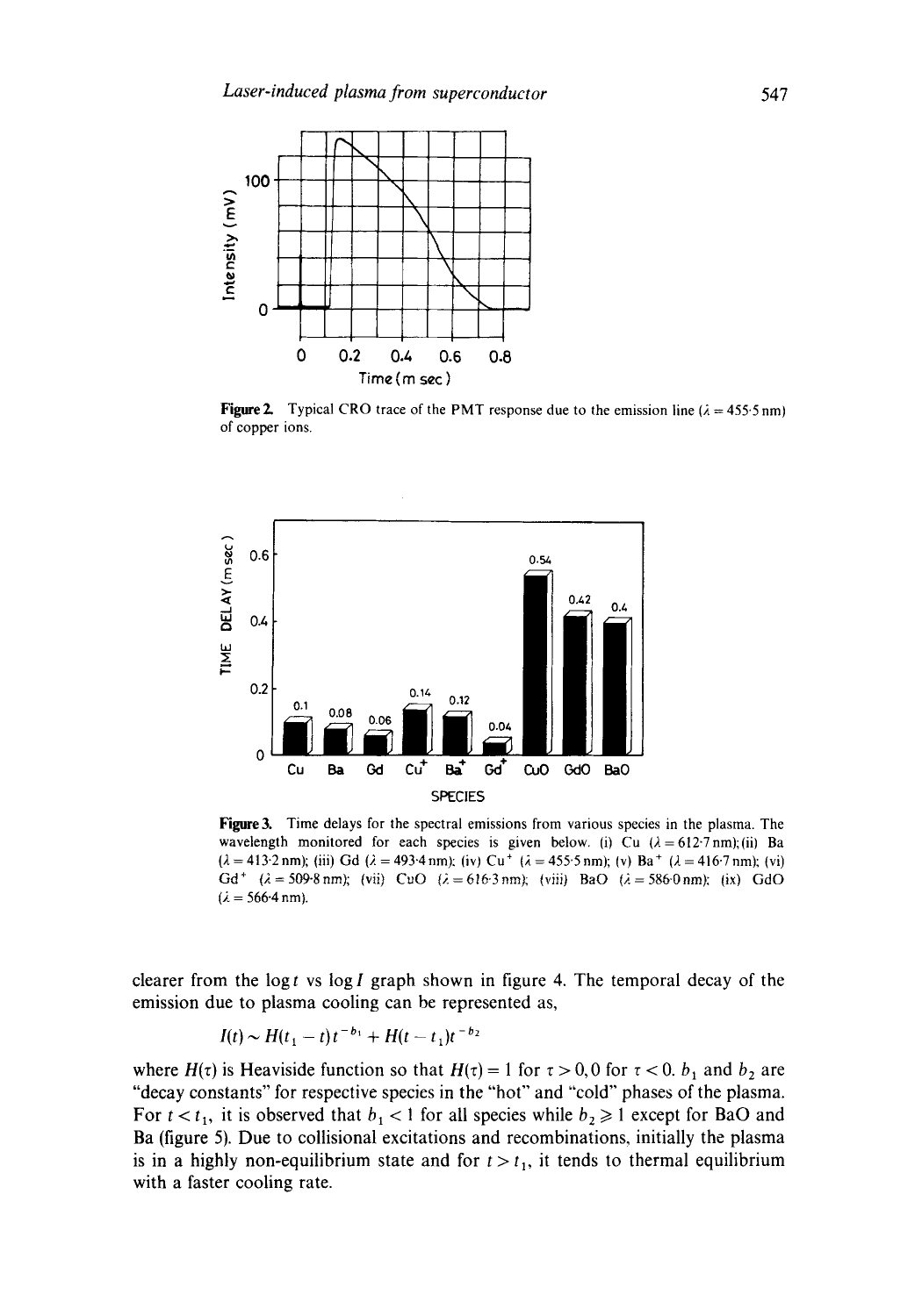**Figure 2.** Typical CRO trace of the PMT response due to the emission line ($\lambda = 455{\cdot}5$ nm) of copper ions.

**Figure 3.** Time delays for the spectral emissions from various species in the plasma. The wavelength monitored for each species is given below. (i) Cu ($\lambda = 612{\cdot}7$ nm); (ii) Ba ($\lambda = 413{\cdot}2$ nm); (iii) Gd ($\lambda = 493{\cdot}4$ nm); (iv) $Cu^+$ ($\lambda = 455{\cdot}5$ nm); (v) $Ba^+$ ($\lambda = 416{\cdot}7$ nm); (vi) $Gd^+$ ($\lambda = 509{\cdot}8$ nm); (vii) CuO ($\lambda = 616{\cdot}3$ nm); (viii) BaO ($\lambda = 586{\cdot}0$ nm); (ix) GdO ($\lambda = 566{\cdot}4$ nm).

clearer from the $\log t$ vs $\log I$ graph shown in figure 4. The temporal decay of the emission due to plasma cooling can be represented as,

$$I(t) \sim H(t_1 - t)t^{-b_1} + H(t - t_1)t^{-b_2}$$

where $H(\tau)$ is Heaviside function so that $H(\tau) = 1$ for $\tau > 0$, $0$ for $\tau < 0$. $b_1$ and $b_2$ are "decay constants" for respective species in the "hot" and "cold" phases of the plasma. For $t < t_1$, it is observed that $b_1 < 1$ for all species while $b_2 \geqslant 1$ except for BaO and Ba (figure 5). Due to collisional excitations and recombinations, initially the plasma is in a highly non-equilibrium state and for $t > t_1$, it tends to thermal equilibrium with a faster cooling rate.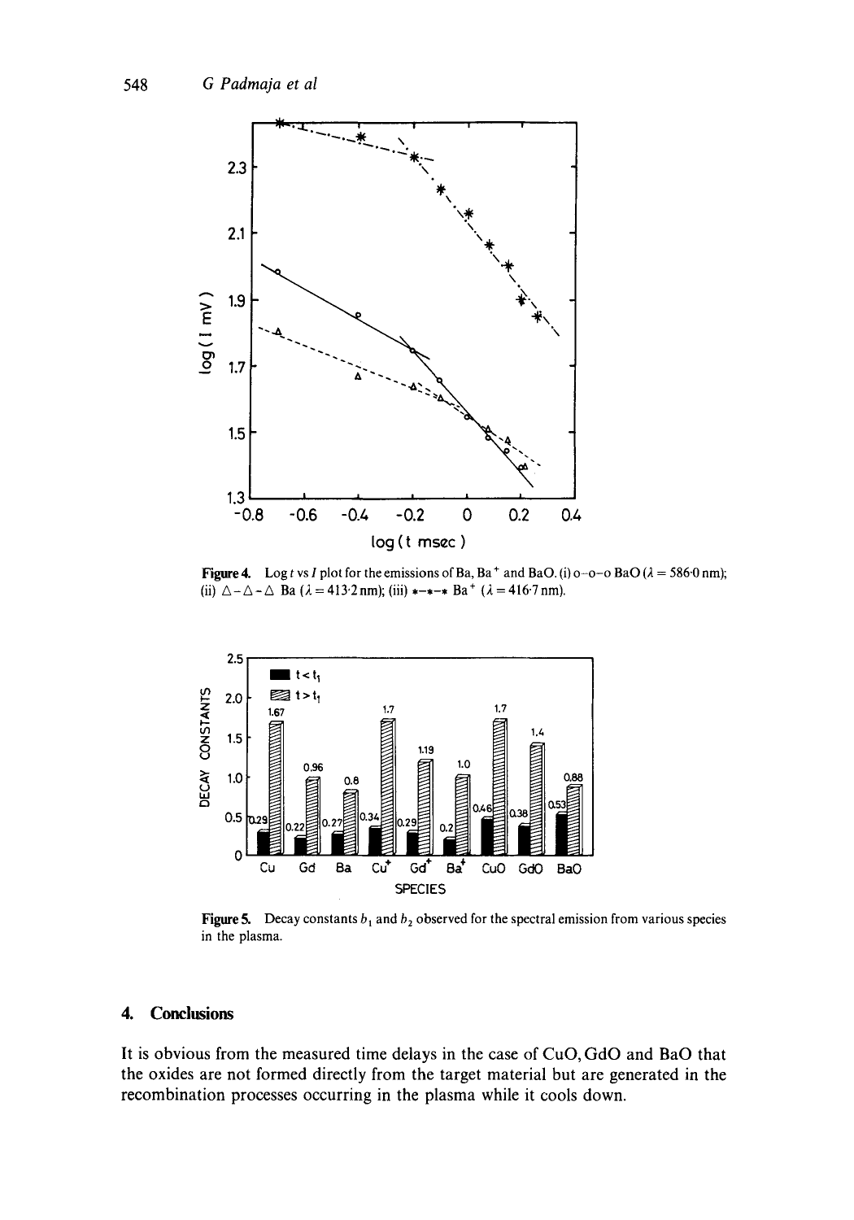**Figure 4.** Log $t$ vs $I$ plot for the emissions of Ba, $Ba^+$ and BaO. (i) o–o–o BaO ($\lambda = 586{\cdot}0$ nm); (ii) △–△–△ Ba ($\lambda = 413{\cdot}2$ nm); (iii) *–*–* $Ba^+$ ($\lambda = 416{\cdot}7$ nm).

**Figure 5.** Decay constants $b_1$ and $b_2$ observed for the spectral emission from various species in the plasma.

## 4. Conclusions

It is obvious from the measured time delays in the case of CuO, GdO and BaO that the oxides are not formed directly from the target material but are generated in the recombination processes occurring in the plasma while it cools down.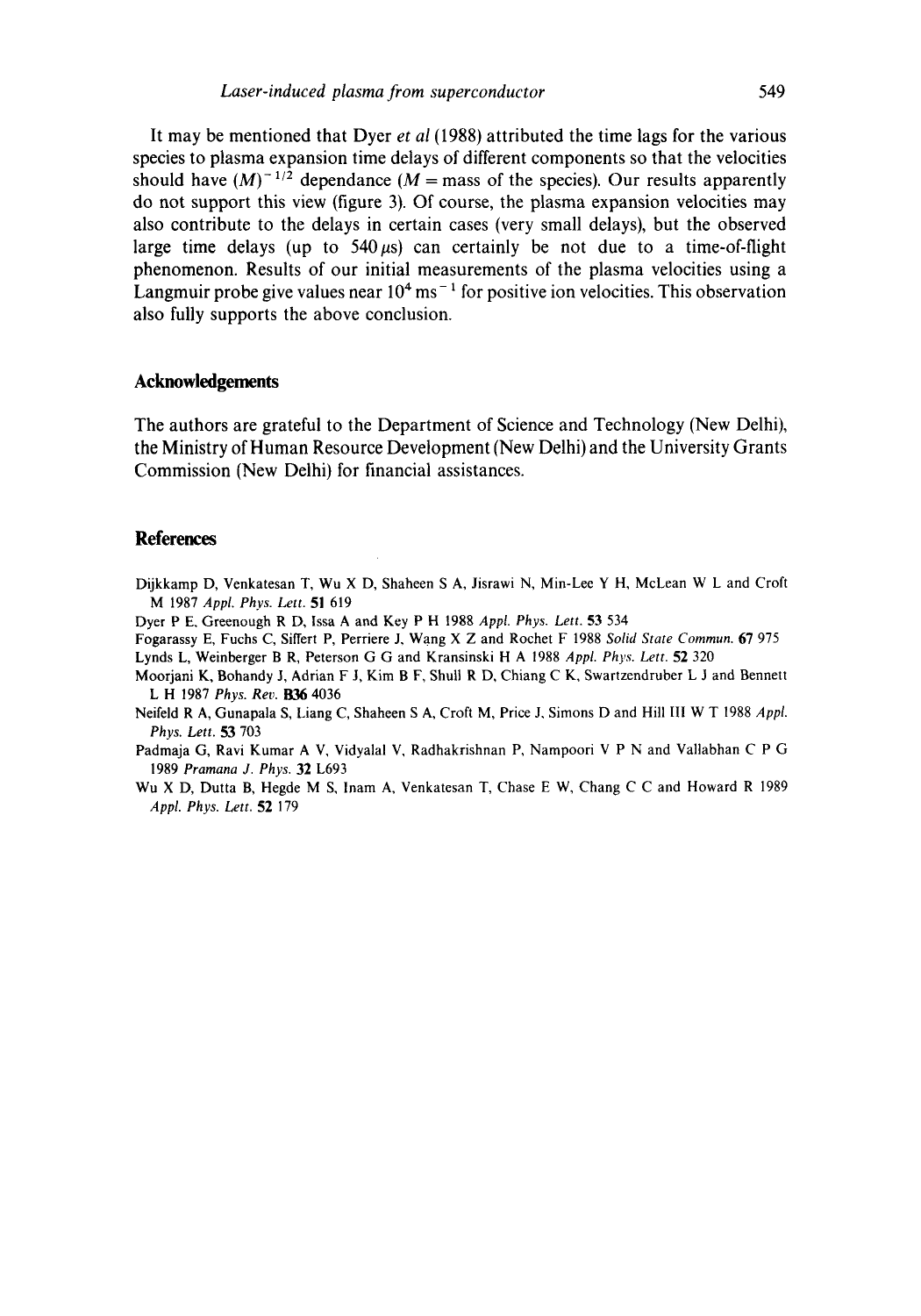It may be mentioned that Dyer *et al* (1988) attributed the time lags for the various species to plasma expansion time delays of different components so that the velocities should have $(M)^{-1/2}$ dependance ($M$ = mass of the species). Our results apparently do not support this view (figure 3). Of course, the plasma expansion velocities may also contribute to the delays in certain cases (very small delays), but the observed large time delays (up to $540\,\mu s$) can certainly be not due to a time-of-flight phenomenon. Results of our initial measurements of the plasma velocities using a Langmuir probe give values near $10^4\ \mathrm{ms}^{-1}$ for positive ion velocities. This observation also fully supports the above conclusion.

## Acknowledgements

The authors are grateful to the Department of Science and Technology (New Delhi), the Ministry of Human Resource Development (New Delhi) and the University Grants Commission (New Delhi) for financial assistances.

## References

Dijkkamp D, Venkatesan T, Wu X D, Shaheen S A, Jisrawi N, Min-Lee Y H, McLean W L and Croft M 1987 *Appl. Phys. Lett.* **51** 619

Dyer P E, Greenough R D, Issa A and Key P H 1988 *Appl. Phys. Lett.* **53** 534

Fogarassy E, Fuchs C, Siffert P, Perriere J, Wang X Z and Rochet F 1988 *Solid State Commun.* **67** 975

Lynds L, Weinberger B R, Peterson G G and Kransinski H A 1988 *Appl. Phys. Lett.* **52** 320

Moorjani K, Bohandy J, Adrian F J, Kim B F, Shull R D, Chiang C K, Swartzendruber L J and Bennett L H 1987 *Phys. Rev.* **B36** 4036

Neifeld R A, Gunapala S, Liang C, Shaheen S A, Croft M, Price J, Simons D and Hill III W T 1988 *Appl. Phys. Lett.* **53** 703

Padmaja G, Ravi Kumar A V, Vidyalal V, Radhakrishnan P, Nampoori V P N and Vallabhan C P G 1989 *Pramana J. Phys.* **32** L693

Wu X D, Dutta B, Hegde M S, Inam A, Venkatesan T, Chase E W, Chang C C and Howard R 1989 *Appl. Phys. Lett.* **52** 179